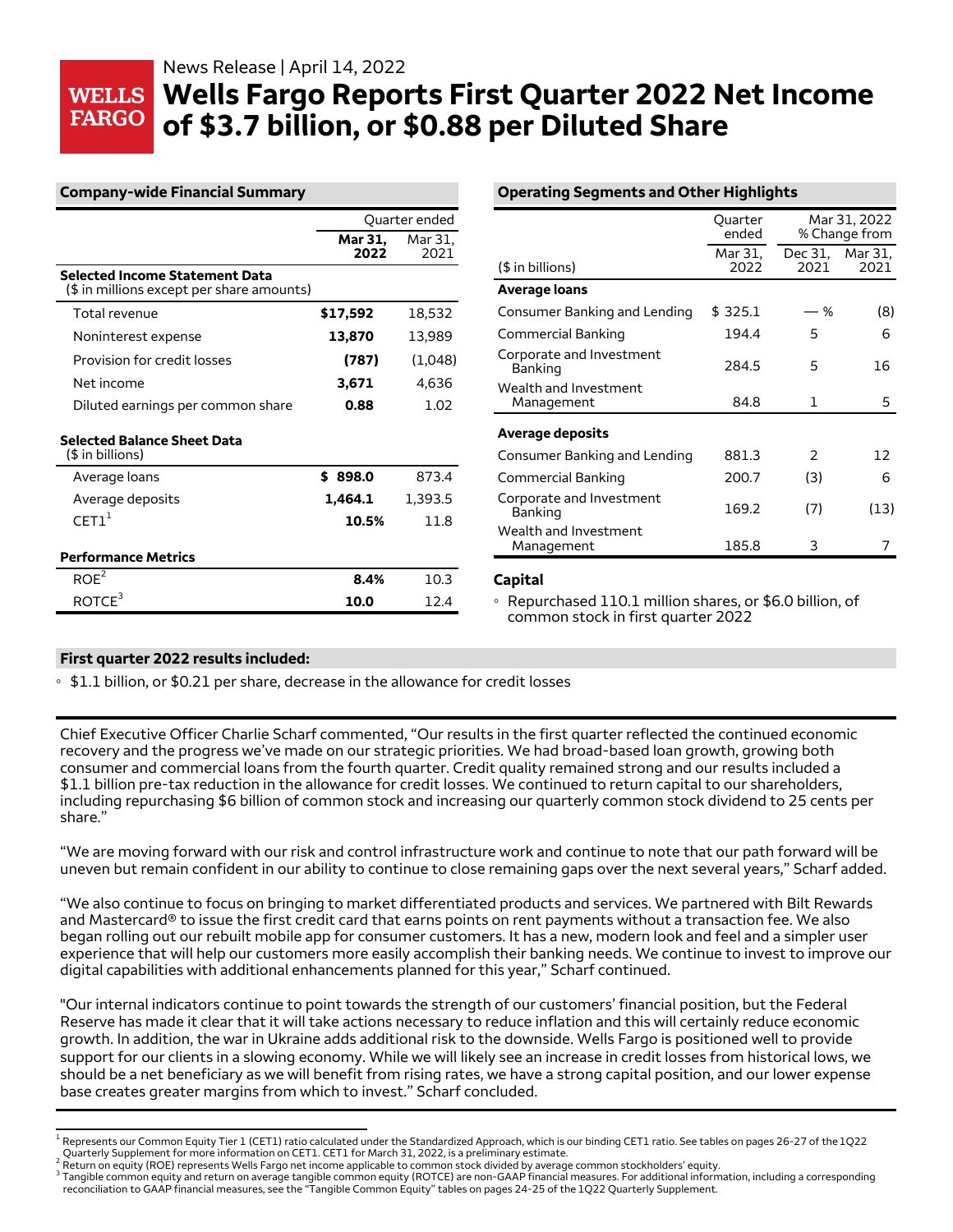News Release | April 14, 2022

# Wells Fargo Reports First Quarter 2022 Net Income of $3.7 billion, or $0.88 per Diluted Share

## Company-wide Financial Summary

| | Quarter ended | |
|---|---|---|
| | **Mar 31, 2022** | Mar 31, 2021 |
| **Selected Income Statement Data** ($ in millions except per share amounts) | | |
| Total revenue | **$17,592** | 18,532 |
| Noninterest expense | **13,870** | 13,989 |
| Provision for credit losses | **(787)** | (1,048) |
| Net income | **3,671** | 4,636 |
| Diluted earnings per common share | **0.88** | 1.02 |
| **Selected Balance Sheet Data** ($ in billions) | | |
| Average loans | **$ 898.0** | 873.4 |
| Average deposits | **1,464.1** | 1,393.5 |
| CET1[1] | **10.5%** | 11.8 |
| **Performance Metrics** | | |
| ROE[2] | **8.4%** | 10.3 |
| ROTCE[3] | **10.0** | 12.4 |

## Operating Segments and Other Highlights

| | Quarter ended | Mar 31, 2022 % Change from | |
|---|---|---|---|
| ($ in billions) | Mar 31, 2022 | Dec 31, 2021 | Mar 31, 2021 |
| **Average loans** | | | |
| Consumer Banking and Lending | $ 325.1 | — % | (8) |
| Commercial Banking | 194.4 | 5 | 6 |
| Corporate and Investment Banking | 284.5 | 5 | 16 |
| Wealth and Investment Management | 84.8 | 1 | 5 |
| **Average deposits** | | | |
| Consumer Banking and Lending | 881.3 | 2 | 12 |
| Commercial Banking | 200.7 | (3) | 6 |
| Corporate and Investment Banking | 169.2 | (7) | (13) |
| Wealth and Investment Management | 185.8 | 3 | 7 |

### Capital

- Repurchased 110.1 million shares, or $6.0 billion, of common stock in first quarter 2022

## First quarter 2022 results included:

- $1.1 billion, or $0.21 per share, decrease in the allowance for credit losses

Chief Executive Officer Charlie Scharf commented, "Our results in the first quarter reflected the continued economic recovery and the progress we've made on our strategic priorities. We had broad-based loan growth, growing both consumer and commercial loans from the fourth quarter. Credit quality remained strong and our results included a $1.1 billion pre-tax reduction in the allowance for credit losses. We continued to return capital to our shareholders, including repurchasing $6 billion of common stock and increasing our quarterly common stock dividend to 25 cents per share."

"We are moving forward with our risk and control infrastructure work and continue to note that our path forward will be uneven but remain confident in our ability to continue to close remaining gaps over the next several years," Scharf added.

"We also continue to focus on bringing to market differentiated products and services. We partnered with Bilt Rewards and Mastercard® to issue the first credit card that earns points on rent payments without a transaction fee. We also began rolling out our rebuilt mobile app for consumer customers. It has a new, modern look and feel and a simpler user experience that will help our customers more easily accomplish their banking needs. We continue to invest to improve our digital capabilities with additional enhancements planned for this year," Scharf continued.

"Our internal indicators continue to point towards the strength of our customers' financial position, but the Federal Reserve has made it clear that it will take actions necessary to reduce inflation and this will certainly reduce economic growth. In addition, the war in Ukraine adds additional risk to the downside. Wells Fargo is positioned well to provide support for our clients in a slowing economy. While we will likely see an increase in credit losses from historical lows, we should be a net beneficiary as we will benefit from rising rates, we have a strong capital position, and our lower expense base creates greater margins from which to invest." Scharf concluded.

---

[1] Represents our Common Equity Tier 1 (CET1) ratio calculated under the Standardized Approach, which is our binding CET1 ratio. See tables on pages 26-27 of the 1Q22 Quarterly Supplement for more information on CET1. CET1 for March 31, 2022, is a preliminary estimate.
[2] Return on equity (ROE) represents Wells Fargo net income applicable to common stock divided by average common stockholders' equity.
[3] Tangible common equity and return on average tangible common equity (ROTCE) are non-GAAP financial measures. For additional information, including a corresponding reconciliation to GAAP financial measures, see the "Tangible Common Equity" tables on pages 24-25 of the 1Q22 Quarterly Supplement.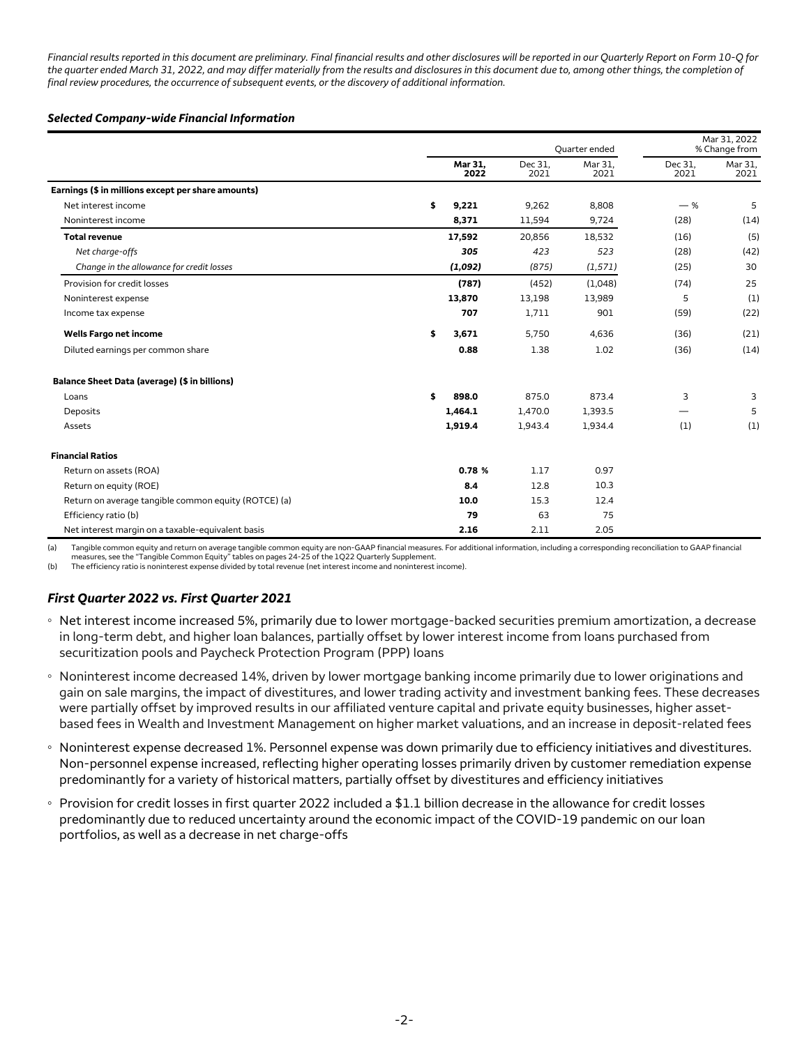*Financial results reported in this document are preliminary. Final financial results and other disclosures will be reported in our Quarterly Report on Form 10-Q for the quarter ended March 31, 2022, and may differ materially from the results and disclosures in this document due to, among other things, the completion of final review procedures, the occurrence of subsequent events, or the discovery of additional information.*

### *Selected Company-wide Financial Information*

| | Quarter ended | | | Mar 31, 2022 % Change from | |
|---|---|---|---|---|---|
| | **Mar 31, 2022** | Dec 31, 2021 | Mar 31, 2021 | Dec 31, 2021 | Mar 31, 2021 |
| **Earnings ($ in millions except per share amounts)** | | | | | |
| Net interest income | $ **9,221** | 9,262 | 8,808 | — % | 5 |
| Noninterest income | **8,371** | 11,594 | 9,724 | (28) | (14) |
| **Total revenue** | **17,592** | 20,856 | 18,532 | (16) | (5) |
| *Net charge-offs* | ***305*** | *423* | *523* | (28) | (42) |
| *Change in the allowance for credit losses* | ***(1,092)*** | *(875)* | *(1,571)* | (25) | 30 |
| Provision for credit losses | **(787)** | (452) | (1,048) | (74) | 25 |
| Noninterest expense | **13,870** | 13,198 | 13,989 | 5 | (1) |
| Income tax expense | **707** | 1,711 | 901 | (59) | (22) |
| **Wells Fargo net income** | $ **3,671** | 5,750 | 4,636 | (36) | (21) |
| Diluted earnings per common share | **0.88** | 1.38 | 1.02 | (36) | (14) |
| **Balance Sheet Data (average) ($ in billions)** | | | | | |
| Loans | $ **898.0** | 875.0 | 873.4 | 3 | 3 |
| Deposits | **1,464.1** | 1,470.0 | 1,393.5 | — | 5 |
| Assets | **1,919.4** | 1,943.4 | 1,934.4 | (1) | (1) |
| **Financial Ratios** | | | | | |
| Return on assets (ROA) | **0.78 %** | 1.17 | 0.97 | | |
| Return on equity (ROE) | **8.4** | 12.8 | 10.3 | | |
| Return on average tangible common equity (ROTCE) (a) | **10.0** | 15.3 | 12.4 | | |
| Efficiency ratio (b) | **79** | 63 | 75 | | |
| Net interest margin on a taxable-equivalent basis | **2.16** | 2.11 | 2.05 | | |

(a) Tangible common equity and return on average tangible common equity are non-GAAP financial measures. For additional information, including a corresponding reconciliation to GAAP financial measures, see the "Tangible Common Equity" tables on pages 24-25 of the 1Q22 Quarterly Supplement.
(b) The efficiency ratio is noninterest expense divided by total revenue (net interest income and noninterest income).

### *First Quarter 2022 vs. First Quarter 2021*

- Net interest income increased 5%, primarily due to lower mortgage-backed securities premium amortization, a decrease in long-term debt, and higher loan balances, partially offset by lower interest income from loans purchased from securitization pools and Paycheck Protection Program (PPP) loans
- Noninterest income decreased 14%, driven by lower mortgage banking income primarily due to lower originations and gain on sale margins, the impact of divestitures, and lower trading activity and investment banking fees. These decreases were partially offset by improved results in our affiliated venture capital and private equity businesses, higher asset-based fees in Wealth and Investment Management on higher market valuations, and an increase in deposit-related fees
- Noninterest expense decreased 1%. Personnel expense was down primarily due to efficiency initiatives and divestitures. Non-personnel expense increased, reflecting higher operating losses primarily driven by customer remediation expense predominantly for a variety of historical matters, partially offset by divestitures and efficiency initiatives
- Provision for credit losses in first quarter 2022 included a $1.1 billion decrease in the allowance for credit losses predominantly due to reduced uncertainty around the economic impact of the COVID-19 pandemic on our loan portfolios, as well as a decrease in net charge-offs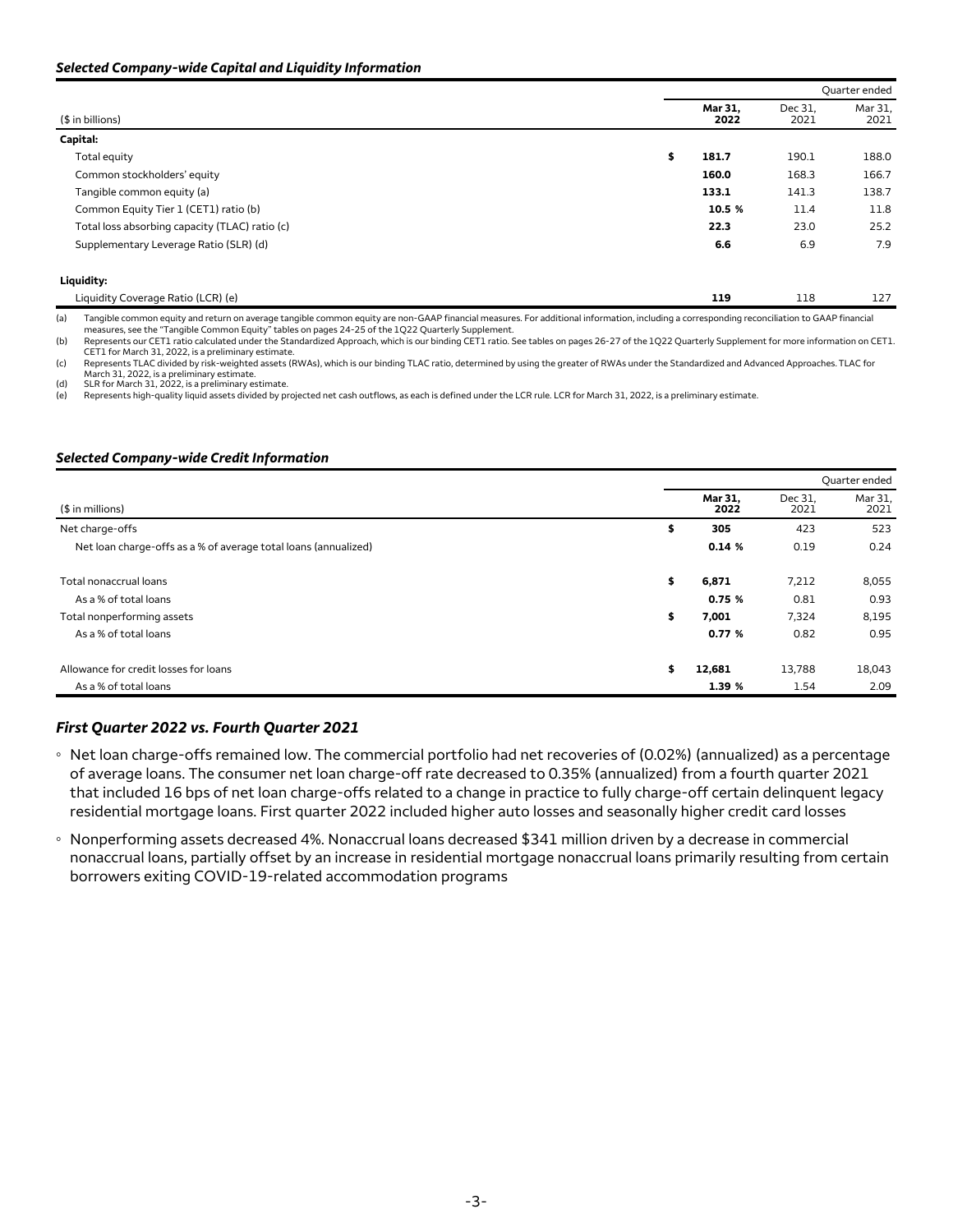### *Selected Company-wide Capital and Liquidity Information*

| ($ in billions) | | Quarter ended | |
|---|---|---|---|
| | **Mar 31, 2022** | Dec 31, 2021 | Mar 31, 2021 |
| **Capital:** | | | |
| Total equity | $ **181.7** | 190.1 | 188.0 |
| Common stockholders' equity | **160.0** | 168.3 | 166.7 |
| Tangible common equity (a) | **133.1** | 141.3 | 138.7 |
| Common Equity Tier 1 (CET1) ratio (b) | **10.5 %** | 11.4 | 11.8 |
| Total loss absorbing capacity (TLAC) ratio (c) | **22.3** | 23.0 | 25.2 |
| Supplementary Leverage Ratio (SLR) (d) | **6.6** | 6.9 | 7.9 |
| **Liquidity:** | | | |
| Liquidity Coverage Ratio (LCR) (e) | **119** | 118 | 127 |

(a) Tangible common equity and return on average tangible common equity are non-GAAP financial measures. For additional information, including a corresponding reconciliation to GAAP financial measures, see the "Tangible Common Equity" tables on pages 24-25 of the 1Q22 Quarterly Supplement.
(b) Represents our CET1 ratio calculated under the Standardized Approach, which is our binding CET1 ratio. See tables on pages 26-27 of the 1Q22 Quarterly Supplement for more information on CET1. CET1 for March 31, 2022, is a preliminary estimate.
(c) Represents TLAC divided by risk-weighted assets (RWAs), which is our binding TLAC ratio, determined by using the greater of RWAs under the Standardized and Advanced Approaches. TLAC for March 31, 2022, is a preliminary estimate.
(d) SLR for March 31, 2022, is a preliminary estimate.
(e) Represents high-quality liquid assets divided by projected net cash outflows, as each is defined under the LCR rule. LCR for March 31, 2022, is a preliminary estimate.

### *Selected Company-wide Credit Information*

| ($ in millions) | | Quarter ended | |
|---|---|---|---|
| | **Mar 31, 2022** | Dec 31, 2021 | Mar 31, 2021 |
| Net charge-offs | $ **305** | 423 | 523 |
| Net loan charge-offs as a % of average total loans (annualized) | **0.14 %** | 0.19 | 0.24 |
| Total nonaccrual loans | $ **6,871** | 7,212 | 8,055 |
| As a % of total loans | **0.75 %** | 0.81 | 0.93 |
| Total nonperforming assets | $ **7,001** | 7,324 | 8,195 |
| As a % of total loans | **0.77 %** | 0.82 | 0.95 |
| Allowance for credit losses for loans | $ **12,681** | 13,788 | 18,043 |
| As a % of total loans | **1.39 %** | 1.54 | 2.09 |

### *First Quarter 2022 vs. Fourth Quarter 2021*

- Net loan charge-offs remained low. The commercial portfolio had net recoveries of (0.02%) (annualized) as a percentage of average loans. The consumer net loan charge-off rate decreased to 0.35% (annualized) from a fourth quarter 2021 that included 16 bps of net loan charge-offs related to a change in practice to fully charge-off certain delinquent legacy residential mortgage loans. First quarter 2022 included higher auto losses and seasonally higher credit card losses
- Nonperforming assets decreased 4%. Nonaccrual loans decreased $341 million driven by a decrease in commercial nonaccrual loans, partially offset by an increase in residential mortgage nonaccrual loans primarily resulting from certain borrowers exiting COVID-19-related accommodation programs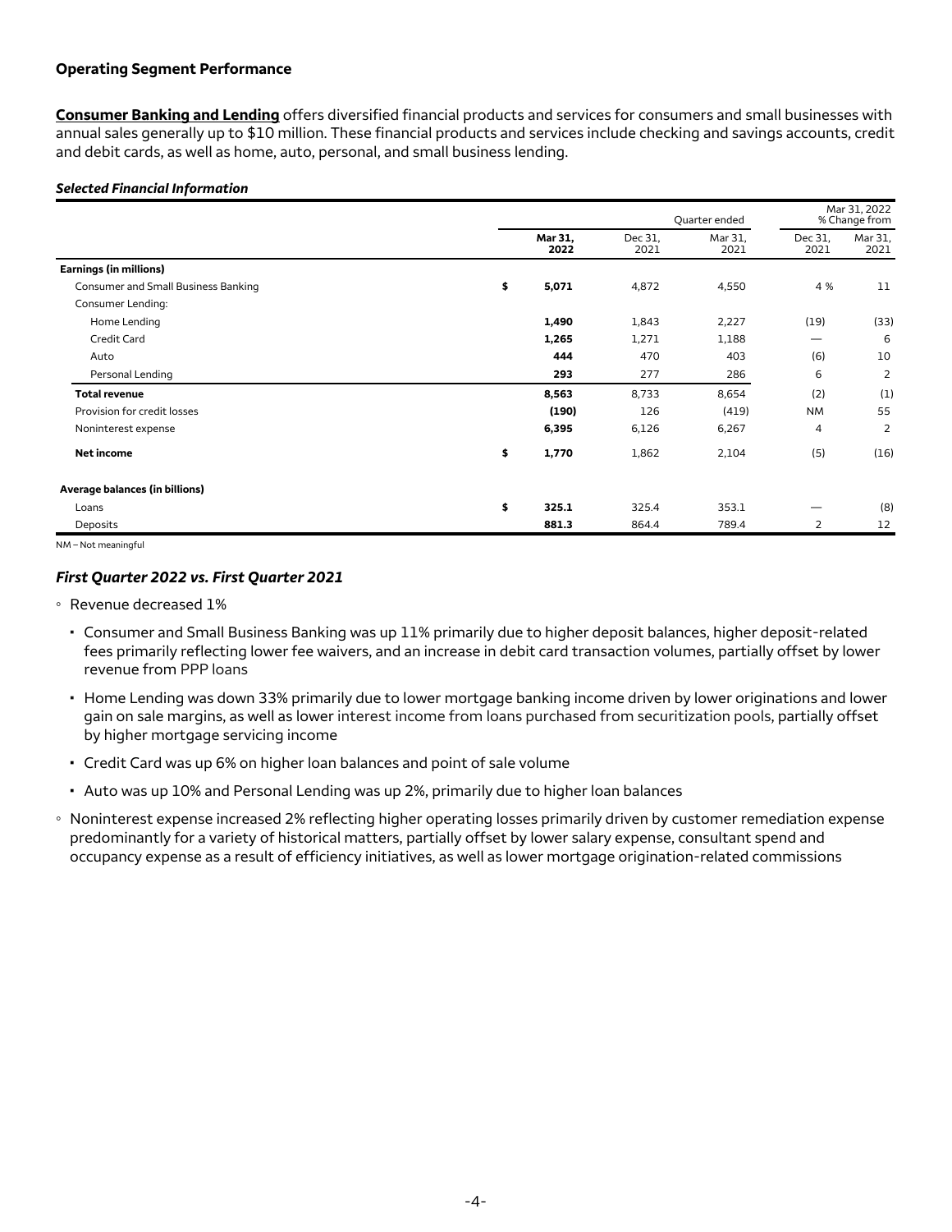## Operating Segment Performance

**Consumer Banking and Lending** offers diversified financial products and services for consumers and small businesses with annual sales generally up to $10 million. These financial products and services include checking and savings accounts, credit and debit cards, as well as home, auto, personal, and small business lending.

***Selected Financial Information***

| | | Quarter ended | | Mar 31, 2022 % Change from | |
|---|---|---|---|---|---|
| | **Mar 31, 2022** | Dec 31, 2021 | Mar 31, 2021 | Dec 31, 2021 | Mar 31, 2021 |
| **Earnings (in millions)** | | | | | |
| Consumer and Small Business Banking | $ **5,071** | 4,872 | 4,550 | 4 % | 11 |
| Consumer Lending: | | | | | |
| Home Lending | **1,490** | 1,843 | 2,227 | (19) | (33) |
| Credit Card | **1,265** | 1,271 | 1,188 | — | 6 |
| Auto | **444** | 470 | 403 | (6) | 10 |
| Personal Lending | **293** | 277 | 286 | 6 | 2 |
| **Total revenue** | **8,563** | 8,733 | 8,654 | (2) | (1) |
| Provision for credit losses | **(190)** | 126 | (419) | NM | 55 |
| Noninterest expense | **6,395** | 6,126 | 6,267 | 4 | 2 |
| **Net income** | $ **1,770** | 1,862 | 2,104 | (5) | (16) |
| **Average balances (in billions)** | | | | | |
| Loans | $ **325.1** | 325.4 | 353.1 | — | (8) |
| Deposits | **881.3** | 864.4 | 789.4 | 2 | 12 |

NM – Not meaningful

### *First Quarter 2022 vs. First Quarter 2021*

- Revenue decreased 1%
  - Consumer and Small Business Banking was up 11% primarily due to higher deposit balances, higher deposit-related fees primarily reflecting lower fee waivers, and an increase in debit card transaction volumes, partially offset by lower revenue from PPP loans
  - Home Lending was down 33% primarily due to lower mortgage banking income driven by lower originations and lower gain on sale margins, as well as lower interest income from loans purchased from securitization pools, partially offset by higher mortgage servicing income
  - Credit Card was up 6% on higher loan balances and point of sale volume
  - Auto was up 10% and Personal Lending was up 2%, primarily due to higher loan balances
- Noninterest expense increased 2% reflecting higher operating losses primarily driven by customer remediation expense predominantly for a variety of historical matters, partially offset by lower salary expense, consultant spend and occupancy expense as a result of efficiency initiatives, as well as lower mortgage origination-related commissions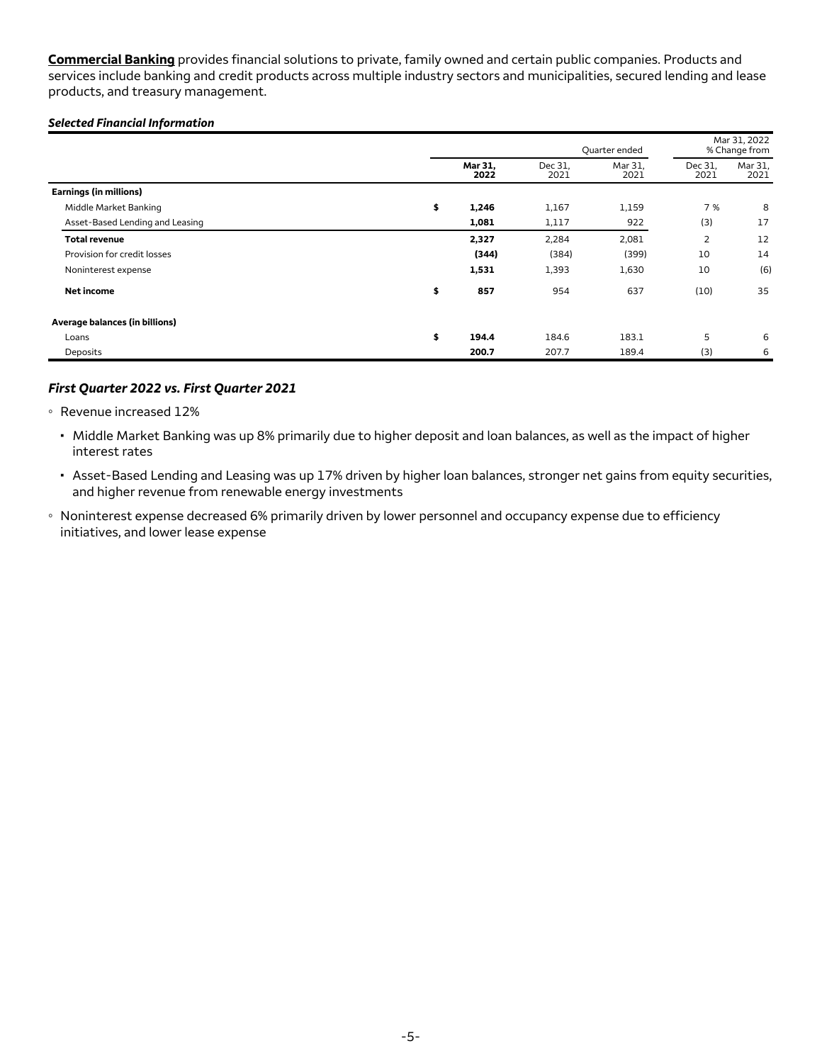**Commercial Banking** provides financial solutions to private, family owned and certain public companies. Products and services include banking and credit products across multiple industry sectors and municipalities, secured lending and lease products, and treasury management.

***Selected Financial Information***

| | | Quarter ended | | Mar 31, 2022 % Change from | |
|---|---|---|---|---|---|
| | **Mar 31, 2022** | Dec 31, 2021 | Mar 31, 2021 | Dec 31, 2021 | Mar 31, 2021 |
| **Earnings (in millions)** | | | | | |
| Middle Market Banking | $ **1,246** | 1,167 | 1,159 | 7 % | 8 |
| Asset-Based Lending and Leasing | **1,081** | 1,117 | 922 | (3) | 17 |
| **Total revenue** | **2,327** | 2,284 | 2,081 | 2 | 12 |
| Provision for credit losses | **(344)** | (384) | (399) | 10 | 14 |
| Noninterest expense | **1,531** | 1,393 | 1,630 | 10 | (6) |
| **Net income** | $ **857** | 954 | 637 | (10) | 35 |
| **Average balances (in billions)** | | | | | |
| Loans | $ **194.4** | 184.6 | 183.1 | 5 | 6 |
| Deposits | **200.7** | 207.7 | 189.4 | (3) | 6 |

### *First Quarter 2022 vs. First Quarter 2021*

- Revenue increased 12%
  - Middle Market Banking was up 8% primarily due to higher deposit and loan balances, as well as the impact of higher interest rates
  - Asset-Based Lending and Leasing was up 17% driven by higher loan balances, stronger net gains from equity securities, and higher revenue from renewable energy investments
- Noninterest expense decreased 6% primarily driven by lower personnel and occupancy expense due to efficiency initiatives, and lower lease expense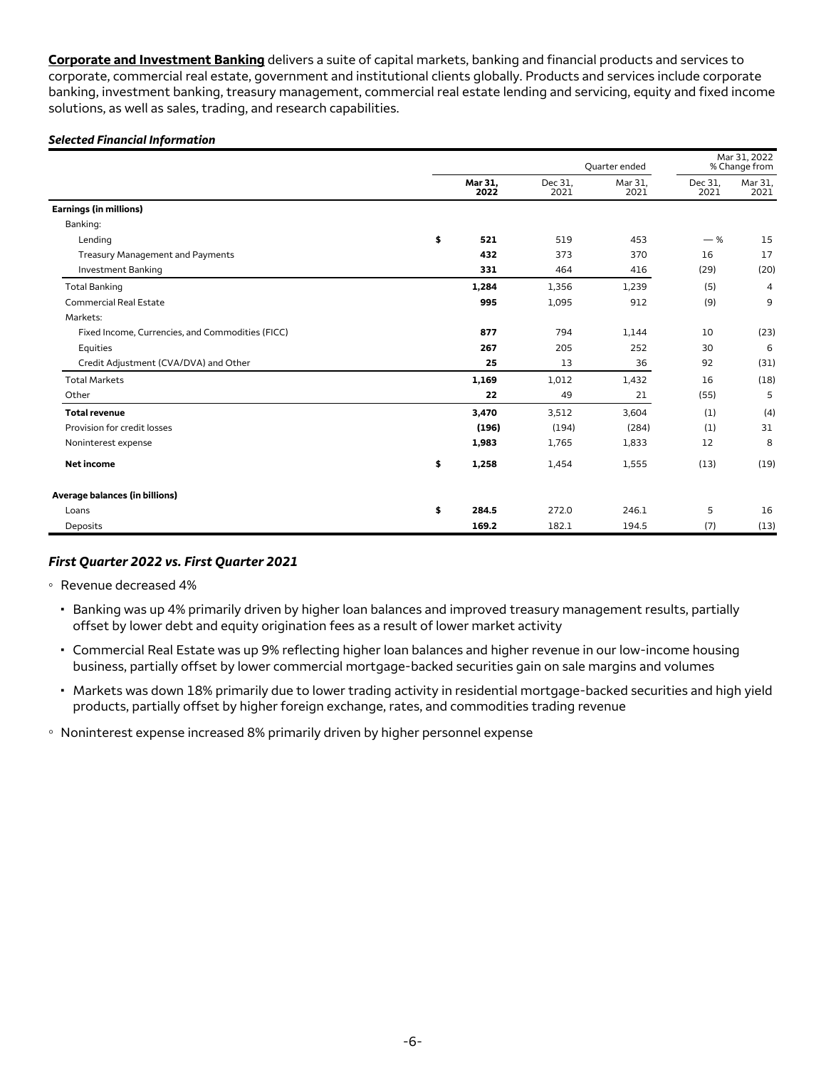**Corporate and Investment Banking** delivers a suite of capital markets, banking and financial products and services to corporate, commercial real estate, government and institutional clients globally. Products and services include corporate banking, investment banking, treasury management, commercial real estate lending and servicing, equity and fixed income solutions, as well as sales, trading, and research capabilities.

***Selected Financial Information***

| | | Quarter ended | | Mar 31, 2022 % Change from | |
|---|---|---|---|---|---|
| | **Mar 31, 2022** | Dec 31, 2021 | Mar 31, 2021 | Dec 31, 2021 | Mar 31, 2021 |
| **Earnings (in millions)** | | | | | |
| Banking: | | | | | |
| Lending | $ **521** | 519 | 453 | — % | 15 |
| Treasury Management and Payments | **432** | 373 | 370 | 16 | 17 |
| Investment Banking | **331** | 464 | 416 | (29) | (20) |
| Total Banking | **1,284** | 1,356 | 1,239 | (5) | 4 |
| Commercial Real Estate | **995** | 1,095 | 912 | (9) | 9 |
| Markets: | | | | | |
| Fixed Income, Currencies, and Commodities (FICC) | **877** | 794 | 1,144 | 10 | (23) |
| Equities | **267** | 205 | 252 | 30 | 6 |
| Credit Adjustment (CVA/DVA) and Other | **25** | 13 | 36 | 92 | (31) |
| Total Markets | **1,169** | 1,012 | 1,432 | 16 | (18) |
| Other | **22** | 49 | 21 | (55) | 5 |
| **Total revenue** | **3,470** | 3,512 | 3,604 | (1) | (4) |
| Provision for credit losses | **(196)** | (194) | (284) | (1) | 31 |
| Noninterest expense | **1,983** | 1,765 | 1,833 | 12 | 8 |
| **Net income** | $ **1,258** | 1,454 | 1,555 | (13) | (19) |
| **Average balances (in billions)** | | | | | |
| Loans | $ **284.5** | 272.0 | 246.1 | 5 | 16 |
| Deposits | **169.2** | 182.1 | 194.5 | (7) | (13) |

### *First Quarter 2022 vs. First Quarter 2021*

- Revenue decreased 4%
  - Banking was up 4% primarily driven by higher loan balances and improved treasury management results, partially offset by lower debt and equity origination fees as a result of lower market activity
  - Commercial Real Estate was up 9% reflecting higher loan balances and higher revenue in our low-income housing business, partially offset by lower commercial mortgage-backed securities gain on sale margins and volumes
  - Markets was down 18% primarily due to lower trading activity in residential mortgage-backed securities and high yield products, partially offset by higher foreign exchange, rates, and commodities trading revenue
- Noninterest expense increased 8% primarily driven by higher personnel expense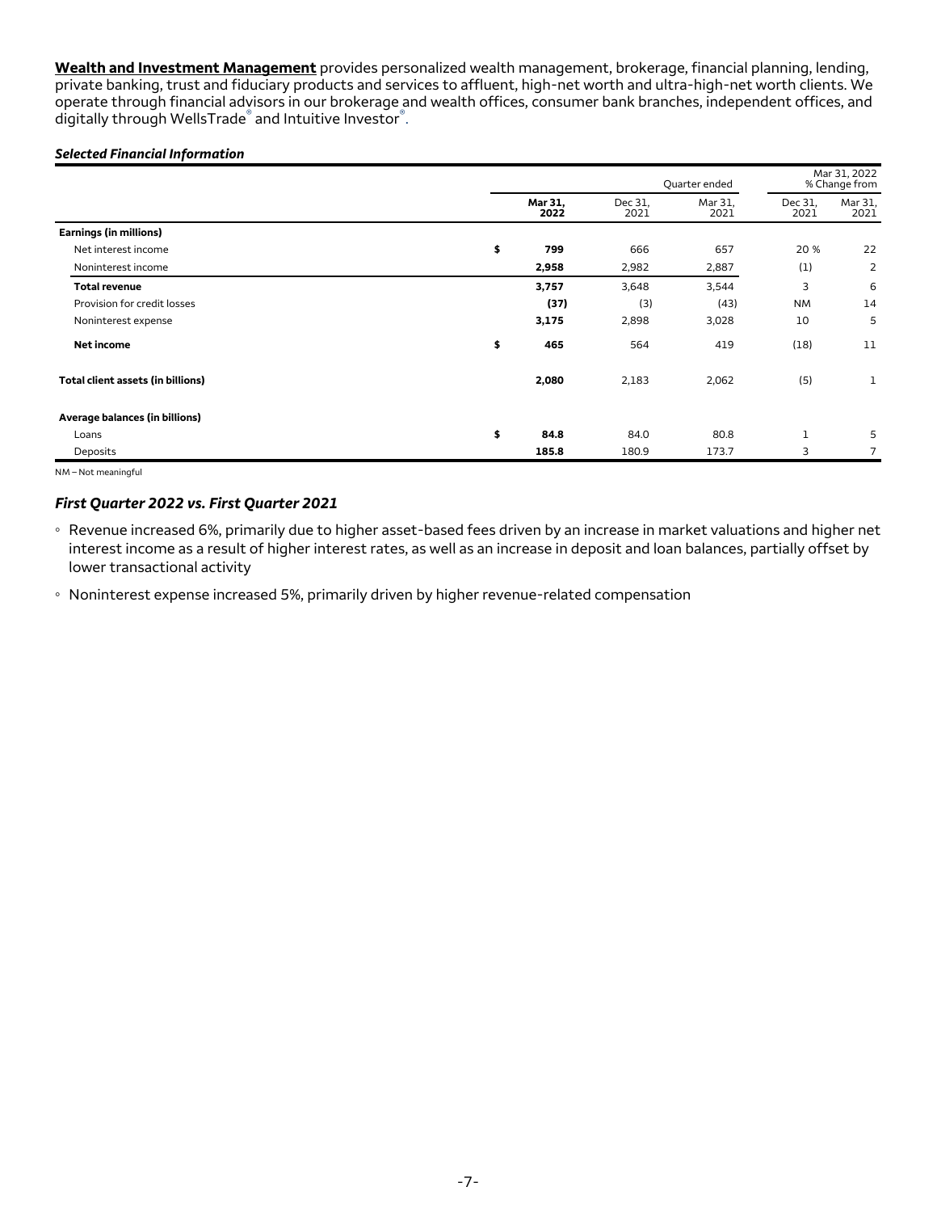**Wealth and Investment Management** provides personalized wealth management, brokerage, financial planning, lending, private banking, trust and fiduciary products and services to affluent, high-net worth and ultra-high-net worth clients. We operate through financial advisors in our brokerage and wealth offices, consumer bank branches, independent offices, and digitally through WellsTrade® and Intuitive Investor®.

***Selected Financial Information***

| | | | Quarter ended | | Mar 31, 2022 % Change from | |
|---|---|---|---|---|---|---|
| | | **Mar 31, 2022** | Dec 31, 2021 | Mar 31, 2021 | Dec 31, 2021 | Mar 31, 2021 |
| **Earnings (in millions)** | | | | | | |
| Net interest income | $ | **799** | 666 | 657 | 20 % | 22 |
| Noninterest income | | **2,958** | 2,982 | 2,887 | (1) | 2 |
| **Total revenue** | | **3,757** | 3,648 | 3,544 | 3 | 6 |
| Provision for credit losses | | **(37)** | (3) | (43) | NM | 14 |
| Noninterest expense | | **3,175** | 2,898 | 3,028 | 10 | 5 |
| **Net income** | $ | **465** | 564 | 419 | (18) | 11 |
| **Total client assets (in billions)** | | **2,080** | 2,183 | 2,062 | (5) | 1 |
| **Average balances (in billions)** | | | | | | |
| Loans | $ | **84.8** | 84.0 | 80.8 | 1 | 5 |
| Deposits | | **185.8** | 180.9 | 173.7 | 3 | 7 |

NM – Not meaningful

### *First Quarter 2022 vs. First Quarter 2021*

- Revenue increased 6%, primarily due to higher asset-based fees driven by an increase in market valuations and higher net interest income as a result of higher interest rates, as well as an increase in deposit and loan balances, partially offset by lower transactional activity
- Noninterest expense increased 5%, primarily driven by higher revenue-related compensation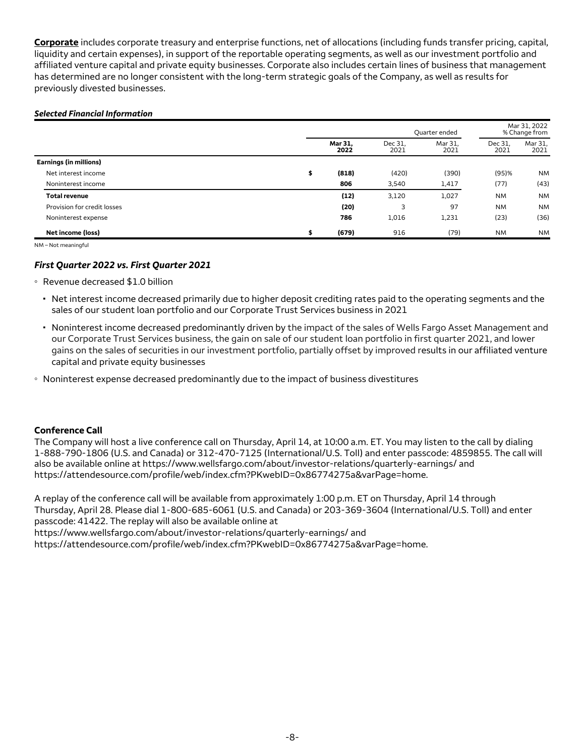**Corporate** includes corporate treasury and enterprise functions, net of allocations (including funds transfer pricing, capital, liquidity and certain expenses), in support of the reportable operating segments, as well as our investment portfolio and affiliated venture capital and private equity businesses. Corporate also includes certain lines of business that management has determined are no longer consistent with the long-term strategic goals of the Company, as well as results for previously divested businesses.

***Selected Financial Information***

| | Quarter ended | | | Mar 31, 2022 % Change from | |
|---|---|---|---|---|---|
| | **Mar 31, 2022** | Dec 31, 2021 | Mar 31, 2021 | Dec 31, 2021 | Mar 31, 2021 |
| **Earnings (in millions)** | | | | | |
| Net interest income | $ **(818)** | (420) | (390) | (95)% | NM |
| Noninterest income | **806** | 3,540 | 1,417 | (77) | (43) |
| **Total revenue** | **(12)** | 3,120 | 1,027 | NM | NM |
| Provision for credit losses | **(20)** | 3 | 97 | NM | NM |
| Noninterest expense | **786** | 1,016 | 1,231 | (23) | (36) |
| **Net income (loss)** | $ **(679)** | 916 | (79) | NM | NM |

NM – Not meaningful

### *First Quarter 2022 vs. First Quarter 2021*

- Revenue decreased $1.0 billion
  - Net interest income decreased primarily due to higher deposit crediting rates paid to the operating segments and the sales of our student loan portfolio and our Corporate Trust Services business in 2021
  - Noninterest income decreased predominantly driven by the impact of the sales of Wells Fargo Asset Management and our Corporate Trust Services business, the gain on sale of our student loan portfolio in first quarter 2021, and lower gains on the sales of securities in our investment portfolio, partially offset by improved results in our affiliated venture capital and private equity businesses
- Noninterest expense decreased predominantly due to the impact of business divestitures

**Conference Call**

The Company will host a live conference call on Thursday, April 14, at 10:00 a.m. ET. You may listen to the call by dialing 1-888-790-1806 (U.S. and Canada) or 312-470-7125 (International/U.S. Toll) and enter passcode: 4859855. The call will also be available online at https://www.wellsfargo.com/about/investor-relations/quarterly-earnings/ and https://attendesource.com/profile/web/index.cfm?PKwebID=0x86774275a&varPage=home.

A replay of the conference call will be available from approximately 1:00 p.m. ET on Thursday, April 14 through Thursday, April 28. Please dial 1-800-685-6061 (U.S. and Canada) or 203-369-3604 (International/U.S. Toll) and enter passcode: 41422. The replay will also be available online at
https://www.wellsfargo.com/about/investor-relations/quarterly-earnings/ and
https://attendesource.com/profile/web/index.cfm?PKwebID=0x86774275a&varPage=home.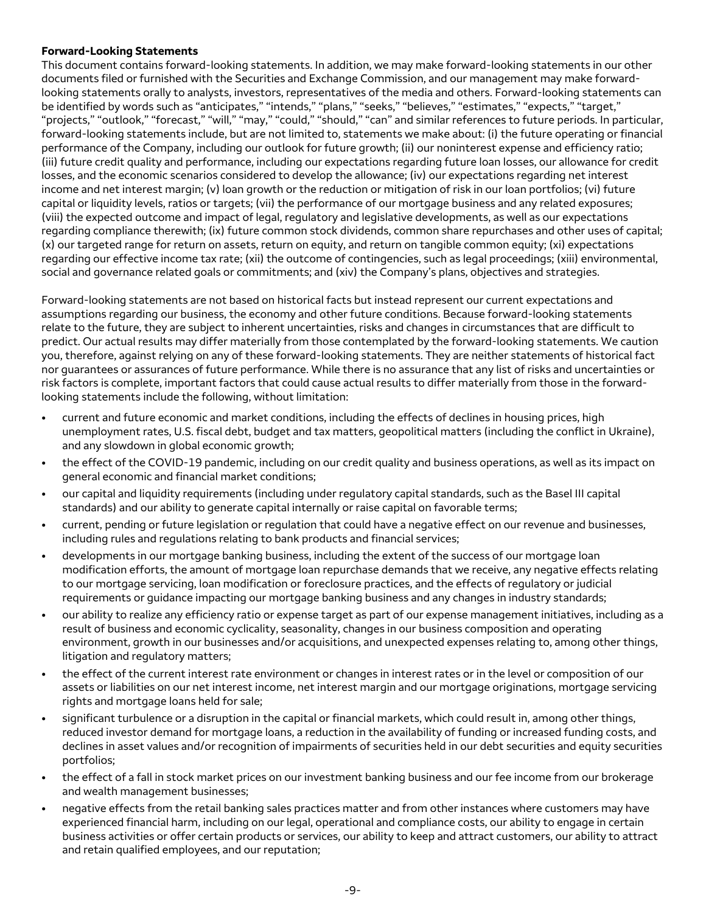**Forward-Looking Statements**

This document contains forward-looking statements. In addition, we may make forward-looking statements in our other documents filed or furnished with the Securities and Exchange Commission, and our management may make forward-looking statements orally to analysts, investors, representatives of the media and others. Forward-looking statements can be identified by words such as "anticipates," "intends," "plans," "seeks," "believes," "estimates," "expects," "target," "projects," "outlook," "forecast," "will," "may," "could," "should," "can" and similar references to future periods. In particular, forward-looking statements include, but are not limited to, statements we make about: (i) the future operating or financial performance of the Company, including our outlook for future growth; (ii) our noninterest expense and efficiency ratio; (iii) future credit quality and performance, including our expectations regarding future loan losses, our allowance for credit losses, and the economic scenarios considered to develop the allowance; (iv) our expectations regarding net interest income and net interest margin; (v) loan growth or the reduction or mitigation of risk in our loan portfolios; (vi) future capital or liquidity levels, ratios or targets; (vii) the performance of our mortgage business and any related exposures; (viii) the expected outcome and impact of legal, regulatory and legislative developments, as well as our expectations regarding compliance therewith; (ix) future common stock dividends, common share repurchases and other uses of capital; (x) our targeted range for return on assets, return on equity, and return on tangible common equity; (xi) expectations regarding our effective income tax rate; (xii) the outcome of contingencies, such as legal proceedings; (xiii) environmental, social and governance related goals or commitments; and (xiv) the Company's plans, objectives and strategies.

Forward-looking statements are not based on historical facts but instead represent our current expectations and assumptions regarding our business, the economy and other future conditions. Because forward-looking statements relate to the future, they are subject to inherent uncertainties, risks and changes in circumstances that are difficult to predict. Our actual results may differ materially from those contemplated by the forward-looking statements. We caution you, therefore, against relying on any of these forward-looking statements. They are neither statements of historical fact nor guarantees or assurances of future performance. While there is no assurance that any list of risks and uncertainties or risk factors is complete, important factors that could cause actual results to differ materially from those in the forward-looking statements include the following, without limitation:

- current and future economic and market conditions, including the effects of declines in housing prices, high unemployment rates, U.S. fiscal debt, budget and tax matters, geopolitical matters (including the conflict in Ukraine), and any slowdown in global economic growth;
- the effect of the COVID-19 pandemic, including on our credit quality and business operations, as well as its impact on general economic and financial market conditions;
- our capital and liquidity requirements (including under regulatory capital standards, such as the Basel III capital standards) and our ability to generate capital internally or raise capital on favorable terms;
- current, pending or future legislation or regulation that could have a negative effect on our revenue and businesses, including rules and regulations relating to bank products and financial services;
- developments in our mortgage banking business, including the extent of the success of our mortgage loan modification efforts, the amount of mortgage loan repurchase demands that we receive, any negative effects relating to our mortgage servicing, loan modification or foreclosure practices, and the effects of regulatory or judicial requirements or guidance impacting our mortgage banking business and any changes in industry standards;
- our ability to realize any efficiency ratio or expense target as part of our expense management initiatives, including as a result of business and economic cyclicality, seasonality, changes in our business composition and operating environment, growth in our businesses and/or acquisitions, and unexpected expenses relating to, among other things, litigation and regulatory matters;
- the effect of the current interest rate environment or changes in interest rates or in the level or composition of our assets or liabilities on our net interest income, net interest margin and our mortgage originations, mortgage servicing rights and mortgage loans held for sale;
- significant turbulence or a disruption in the capital or financial markets, which could result in, among other things, reduced investor demand for mortgage loans, a reduction in the availability of funding or increased funding costs, and declines in asset values and/or recognition of impairments of securities held in our debt securities and equity securities portfolios;
- the effect of a fall in stock market prices on our investment banking business and our fee income from our brokerage and wealth management businesses;
- negative effects from the retail banking sales practices matter and from other instances where customers may have experienced financial harm, including on our legal, operational and compliance costs, our ability to engage in certain business activities or offer certain products or services, our ability to keep and attract customers, our ability to attract and retain qualified employees, and our reputation;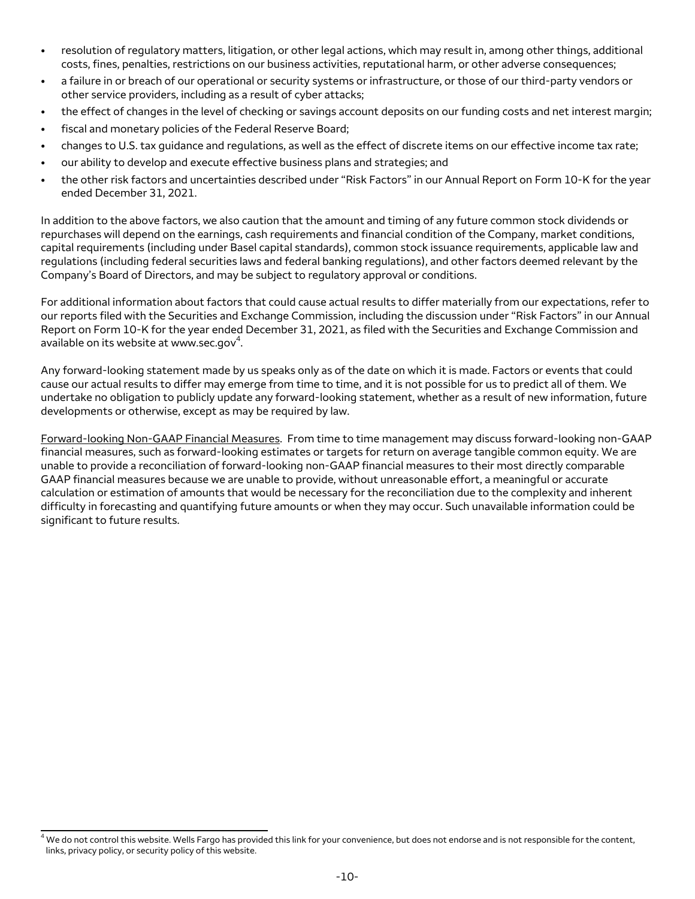- resolution of regulatory matters, litigation, or other legal actions, which may result in, among other things, additional costs, fines, penalties, restrictions on our business activities, reputational harm, or other adverse consequences;
- a failure in or breach of our operational or security systems or infrastructure, or those of our third-party vendors or other service providers, including as a result of cyber attacks;
- the effect of changes in the level of checking or savings account deposits on our funding costs and net interest margin;
- fiscal and monetary policies of the Federal Reserve Board;
- changes to U.S. tax guidance and regulations, as well as the effect of discrete items on our effective income tax rate;
- our ability to develop and execute effective business plans and strategies; and
- the other risk factors and uncertainties described under "Risk Factors" in our Annual Report on Form 10-K for the year ended December 31, 2021.

In addition to the above factors, we also caution that the amount and timing of any future common stock dividends or repurchases will depend on the earnings, cash requirements and financial condition of the Company, market conditions, capital requirements (including under Basel capital standards), common stock issuance requirements, applicable law and regulations (including federal securities laws and federal banking regulations), and other factors deemed relevant by the Company's Board of Directors, and may be subject to regulatory approval or conditions.

For additional information about factors that could cause actual results to differ materially from our expectations, refer to our reports filed with the Securities and Exchange Commission, including the discussion under "Risk Factors" in our Annual Report on Form 10-K for the year ended December 31, 2021, as filed with the Securities and Exchange Commission and available on its website at www.sec.gov[4].

Any forward-looking statement made by us speaks only as of the date on which it is made. Factors or events that could cause our actual results to differ may emerge from time to time, and it is not possible for us to predict all of them. We undertake no obligation to publicly update any forward-looking statement, whether as a result of new information, future developments or otherwise, except as may be required by law.

Forward-looking Non-GAAP Financial Measures. From time to time management may discuss forward-looking non-GAAP financial measures, such as forward-looking estimates or targets for return on average tangible common equity. We are unable to provide a reconciliation of forward-looking non-GAAP financial measures to their most directly comparable GAAP financial measures because we are unable to provide, without unreasonable effort, a meaningful or accurate calculation or estimation of amounts that would be necessary for the reconciliation due to the complexity and inherent difficulty in forecasting and quantifying future amounts or when they may occur. Such unavailable information could be significant to future results.

[4] We do not control this website. Wells Fargo has provided this link for your convenience, but does not endorse and is not responsible for the content, links, privacy policy, or security policy of this website.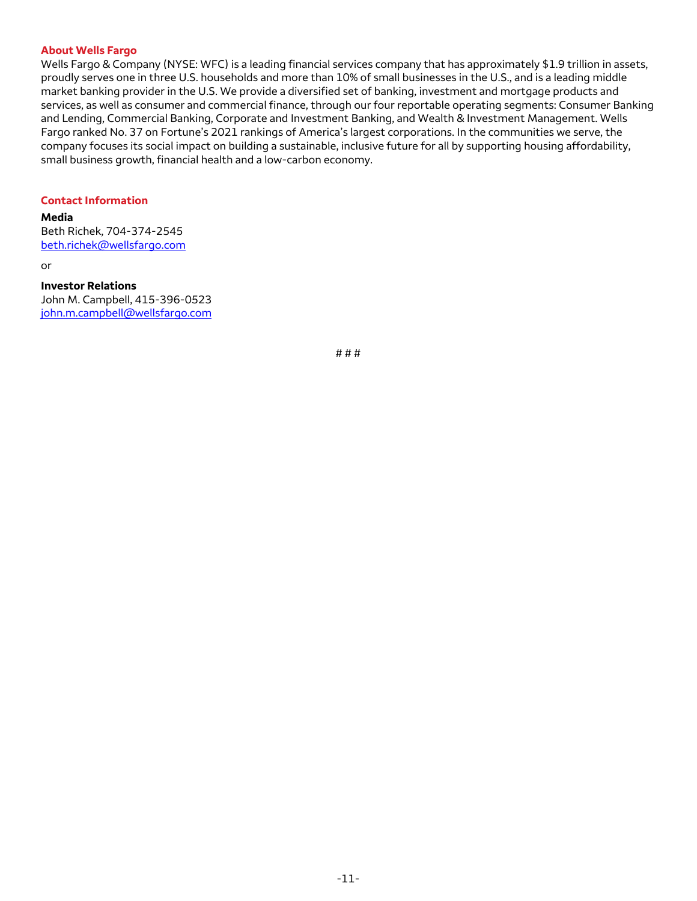## About Wells Fargo

Wells Fargo & Company (NYSE: WFC) is a leading financial services company that has approximately $1.9 trillion in assets, proudly serves one in three U.S. households and more than 10% of small businesses in the U.S., and is a leading middle market banking provider in the U.S. We provide a diversified set of banking, investment and mortgage products and services, as well as consumer and commercial finance, through our four reportable operating segments: Consumer Banking and Lending, Commercial Banking, Corporate and Investment Banking, and Wealth & Investment Management. Wells Fargo ranked No. 37 on Fortune's 2021 rankings of America's largest corporations. In the communities we serve, the company focuses its social impact on building a sustainable, inclusive future for all by supporting housing affordability, small business growth, financial health and a low-carbon economy.

## Contact Information

**Media**
Beth Richek, 704-374-2545
beth.richek@wellsfargo.com

or

**Investor Relations**
John M. Campbell, 415-396-0523
john.m.campbell@wellsfargo.com

# # #